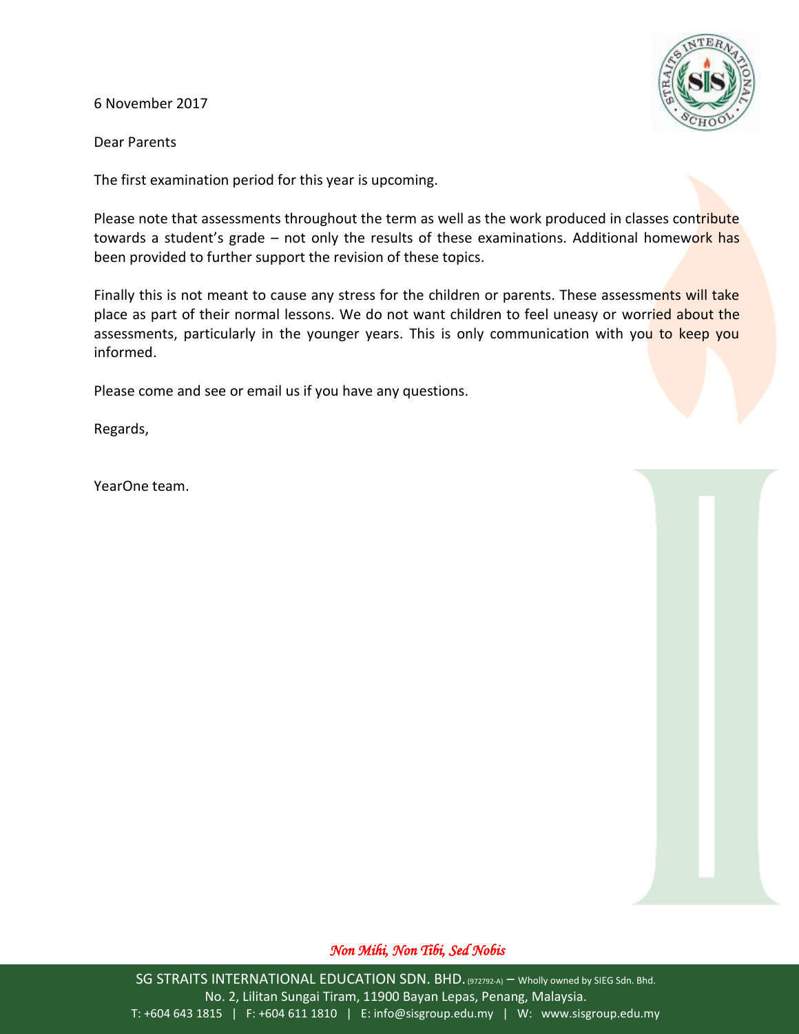6 November 2017

Dear Parents

The first examination period for this year is upcoming.

Please note that assessments throughout the term as well as the work produced in classes contribute towards a student's grade – not only the results of these examinations. Additional homework has been provided to further support the revision of these topics.

Finally this is not meant to cause any stress for the children or parents. These assessments will take place as part of their normal lessons. We do not want children to feel uneasy or worried about the assessments, particularly in the younger years. This is only communication with you to keep you informed.

Please come and see or email us if you have any questions.

Regards,

YearOne team.

*Non Mihi, Non Tibi, Sed Nobis*

SG STRAITS INTERNATIONAL EDUCATION SDN. BHD. (972792-A) – Wholly owned by SIEG Sdn. Bhd.
No. 2, Lilitan Sungai Tiram, 11900 Bayan Lepas, Penang, Malaysia.
T: +604 643 1815 | F: +604 611 1810 | E: info@sisgroup.edu.my | W: www.sisgroup.edu.my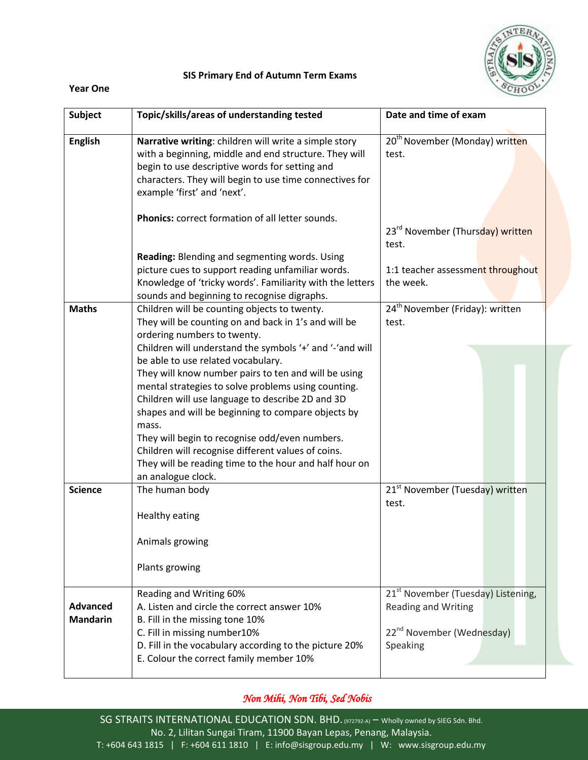**SIS Primary End of Autumn Term Exams**

**Year One**

| Subject | Topic/skills/areas of understanding tested | Date and time of exam |
|---|---|---|
| **English** | **Narrative writing**: children will write a simple story with a beginning, middle and end structure. They will begin to use descriptive words for setting and characters. They will begin to use time connectives for example 'first' and 'next'.<br><br>**Phonics:** correct formation of all letter sounds.<br><br>**Reading:** Blending and segmenting words. Using picture cues to support reading unfamiliar words. Knowledge of 'tricky words'. Familiarity with the letters sounds and beginning to recognise digraphs. | 20th November (Monday) written test.<br><br>23rd November (Thursday) written test.<br><br>1:1 teacher assessment throughout the week. |
| **Maths** | Children will be counting objects to twenty.<br>They will be counting on and back in 1's and will be ordering numbers to twenty.<br>Children will understand the symbols '+' and '-'and will be able to use related vocabulary.<br>They will know number pairs to ten and will be using mental strategies to solve problems using counting.<br>Children will use language to describe 2D and 3D shapes and will be beginning to compare objects by mass.<br>They will begin to recognise odd/even numbers.<br>Children will recognise different values of coins.<br>They will be reading time to the hour and half hour on an analogue clock. | 24th November (Friday): written test. |
| **Science** | The human body<br><br>Healthy eating<br><br>Animals growing<br><br>Plants growing | 21st November (Tuesday) written test. |
| **Advanced Mandarin** | Reading and Writing 60%<br>A. Listen and circle the correct answer 10%<br>B. Fill in the missing tone 10%<br>C. Fill in missing number10%<br>D. Fill in the vocabulary according to the picture 20%<br>E. Colour the correct family member 10% | 21st November (Tuesday) Listening, Reading and Writing<br><br>22nd November (Wednesday) Speaking |

*Non Mihi, Non Tibi, Sed Nobis*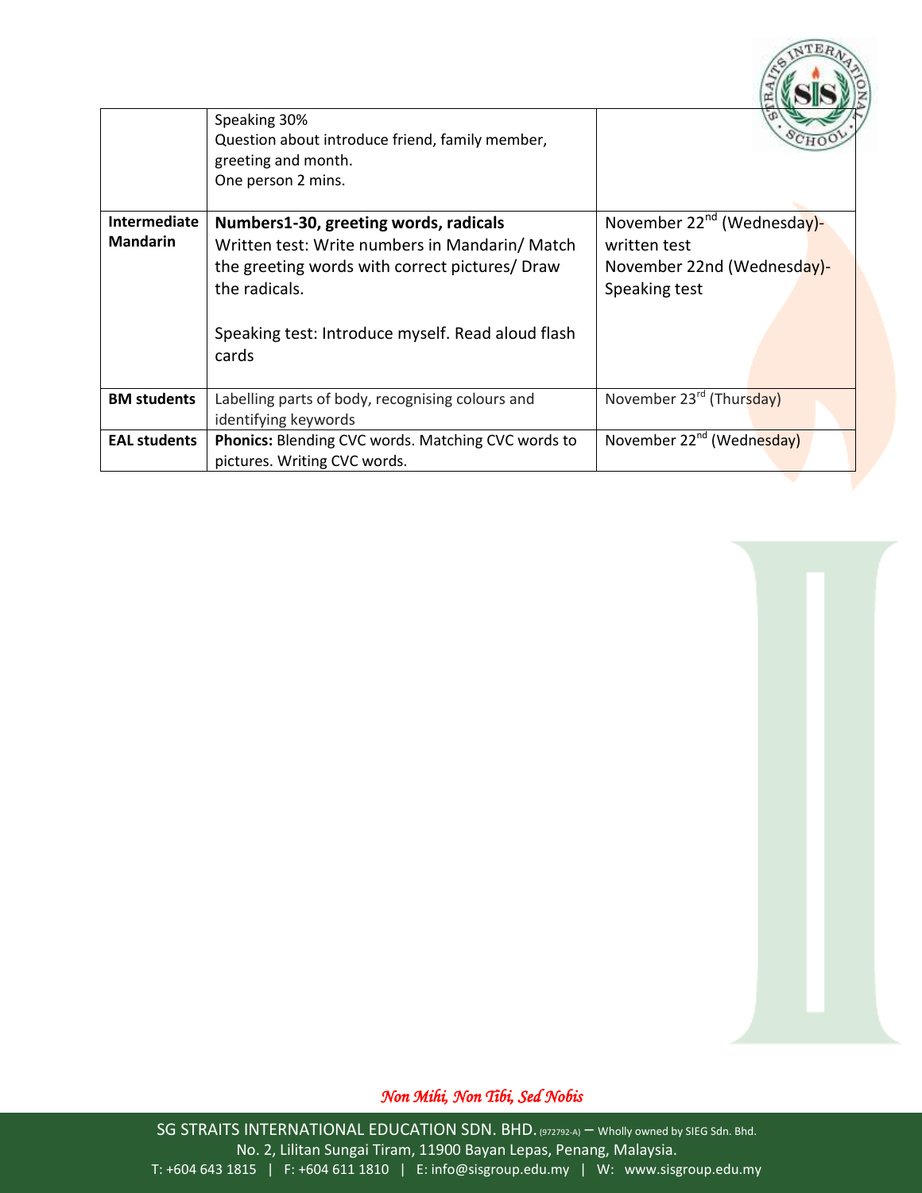| | | |
|---|---|---|
| | Speaking 30%<br>Question about introduce friend, family member, greeting and month.<br>One person 2 mins. | |
| **Intermediate Mandarin** | **Numbers1-30, greeting words, radicals**<br>Written test: Write numbers in Mandarin/ Match the greeting words with correct pictures/ Draw the radicals.<br><br>Speaking test: Introduce myself. Read aloud flash cards | November 22nd (Wednesday)- written test<br>November 22nd (Wednesday)- Speaking test |
| **BM students** | Labelling parts of body, recognising colours and identifying keywords | November 23rd (Thursday) |
| **EAL students** | **Phonics:** Blending CVC words. Matching CVC words to pictures. Writing CVC words. | November 22nd (Wednesday) |

*Non Mihi, Non Tibi, Sed Nobis*

SG STRAITS INTERNATIONAL EDUCATION SDN. BHD. (972792-A) – Wholly owned by SIEG Sdn. Bhd.
No. 2, Lilitan Sungai Tiram, 11900 Bayan Lepas, Penang, Malaysia.
T: +604 643 1815 | F: +604 611 1810 | E: info@sisgroup.edu.my | W: www.sisgroup.edu.my